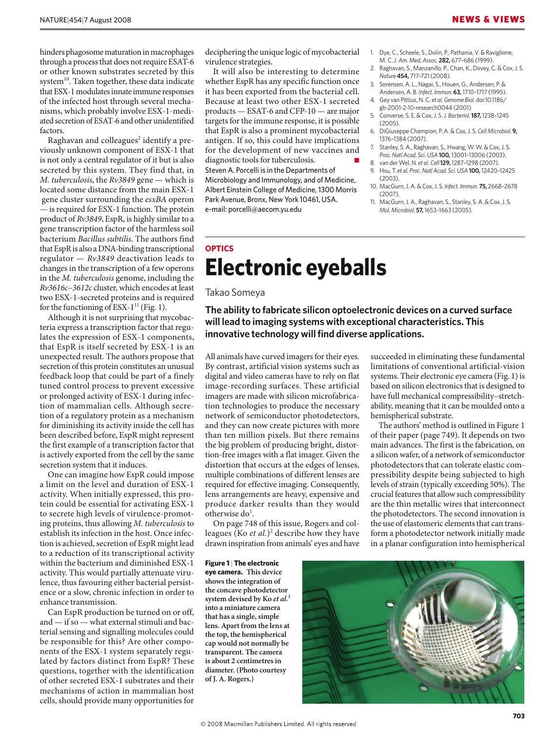hinders phagosome maturation in macrophages through a process that does not require ESAT-6 or other known substrates secreted by this system[10]. Taken together, these data indicate that ESX-1 modulates innate immune responses of the infected host through several mechanisms, which probably involve ESX-1-mediated secretion of ESAT-6 and other unidentified factors.

Raghavan and colleagues[2] identify a previously unknown component of ESX-1 that is not only a central regulator of it but is also secreted by this system. They find that, in *M. tuberculosis*, the *Rv3849* gene — which is located some distance from the main ESX-1 gene cluster surrounding the *esxBA* operon — is required for ESX-1 function. The protein product of *Rv3849*, EspR, is highly similar to a gene transcription factor of the harmless soil bacterium *Bacillus subtilis*. The authors find that EspR is also a DNA-binding transcriptional regulator — *Rv3849* deactivation leads to changes in the transcription of a few operons in the *M. tuberculosis* genome, including the *Rv3616c–3612c* cluster, which encodes at least two ESX-1-secreted proteins and is required for the functioning of ESX-1[11] (Fig. 1).

Although it is not surprising that mycobacteria express a transcription factor that regulates the expression of ESX-1 components, that EspR is itself secreted by ESX-1 is an unexpected result. The authors propose that secretion of this protein constitutes an unusual feedback loop that could be part of a finely tuned control process to prevent excessive or prolonged activity of ESX-1 during infection of mammalian cells. Although secretion of a regulatory protein as a mechanism for diminishing its activity inside the cell has been described before, EspR might represent the first example of a transcription factor that is actively exported from the cell by the same secretion system that it induces.

One can imagine how EspR could impose a limit on the level and duration of ESX-1 activity. When initially expressed, this protein could be essential for activating ESX-1 to secrete high levels of virulence-promoting proteins, thus allowing *M. tuberculosis* to establish its infection in the host. Once infection is achieved, secretion of EspR might lead to a reduction of its transcriptional activity within the bacterium and diminished ESX-1 activity. This would partially attenuate virulence, thus favouring either bacterial persistence or a slow, chronic infection in order to enhance transmission.

Can EspR production be turned on or off, and — if so — what external stimuli and bacterial sensing and signalling molecules could be responsible for this? Are other components of the ESX-1 system separately regulated by factors distinct from EspR? These questions, together with the identification of other secreted ESX-1 substrates and their mechanisms of action in mammalian host cells, should provide many opportunities for deciphering the unique logic of mycobacterial virulence strategies.

It will also be interesting to determine whether EspR has any specific function once it has been exported from the bacterial cell. Because at least two other ESX-1 secreted products — ESAT-6 and CFP-10 — are major targets for the immune response, it is possible that EspR is also a prominent mycobacterial antigen. If so, this could have implications for the development of new vaccines and diagnostic tools for tuberculosis. ■

Steven A. Porcelli is in the Departments of Microbiology and Immunology, and of Medicine, Albert Einstein College of Medicine, 1300 Morris Park Avenue, Bronx, New York 10461, USA.
e-mail: porcelli@aecom.yu.edu

1. Dye, C., Scheele, S., Dolin, P., Pathania, V. & Raviglione, M. C. *J. Am. Med. Assoc.* **282,** 677–686 (1999).
2. Raghavan, S., Manzanillo, P., Chan, K., Dovey, C. & Cox, J. S. *Nature* **454,** 717–721 (2008).
3. Sorensen, A. L., Nagai, S., Houen, G., Andersen, P. & Andersen, A. B. *Infect. Immun.* **63,** 1710–1717 (1995).
4. Gey van Pittius, N. C. *et al. Genome Biol.* doi:10.1186/gb-2001-2-10-research0044 (2001).
5. Converse, S. E. & Cox, J. S. *J. Bacteriol.* **187,** 1238–1245 (2005).
6. DiGiuseppe Champion, P. A. & Cox, J. S. *Cell Microbiol.* **9,** 1376–1384 (2007).
7. Stanley, S. A., Raghavan, S., Hwang, W. W. & Cox, J. S. *Proc. Natl Acad. Sci. USA* **100,** 13001–13006 (2003).
8. van der Wel, N. *et al. Cell* **129,** 1287–1298 (2007).
9. Hsu, T. *et al. Proc. Natl Acad. Sci. USA* **100,** 12420–12425 (2003).
10. MacGurn, J. A. & Cox, J. S. *Infect. Immun.* **75,** 2668–2678 (2007).
11. MacGurn, J. A., Raghavan, S., Stanley, S. A. & Cox, J. S. *Mol. Microbiol.* **57,** 1653–1663 (2005).

## OPTICS

# Electronic eyeballs

Takao Someya

**The ability to fabricate silicon optoelectronic devices on a curved surface will lead to imaging systems with exceptional characteristics. This innovative technology will find diverse applications.**

All animals have curved imagers for their eyes. By contrast, artificial vision systems such as digital and video cameras have to rely on flat image-recording surfaces. These artificial imagers are made with silicon microfabrication technologies to produce the necessary network of semiconductor photodetectors, and they can now create pictures with more than ten million pixels. But there remains the big problem of producing bright, distortion-free images with a flat imager. Given the distortion that occurs at the edges of lenses, multiple combinations of different lenses are required for effective imaging. Consequently, lens arrangements are heavy, expensive and produce darker results than they would otherwise do[1].

On page 748 of this issue, Rogers and colleagues (Ko *et al.*)[2] describe how they have drawn inspiration from animals' eyes and have succeeded in eliminating these fundamental limitations of conventional artificial-vision systems. Their electronic eye camera (Fig. 1) is based on silicon electronics that is designed to have full mechanical compressibility–stretchability, meaning that it can be moulded onto a hemispherical substrate.

The authors' method is outlined in Figure 1 of their paper (page 749). It depends on two main advances. The first is the fabrication, on a silicon wafer, of a network of semiconductor photodetectors that can tolerate elastic compressibility despite being subjected to high levels of strain (typically exceeding 50%). The crucial features that allow such compressibility are the thin metallic wires that interconnect the photodetectors. The second innovation is the use of elastomeric elements that can transform a photodetector network initially made in a planar configuration into hemispherical

**Figure 1 | The electronic eye camera.** **This device shows the integration of the concave photodetector system devised by Ko *et al.*[2] into a miniature camera that has a single, simple lens. Apart from the lens at the top, the hemispherical cap would not normally be transparent. The camera is about 2 centimetres in diameter. (Photo courtesy of J. A. Rogers.)**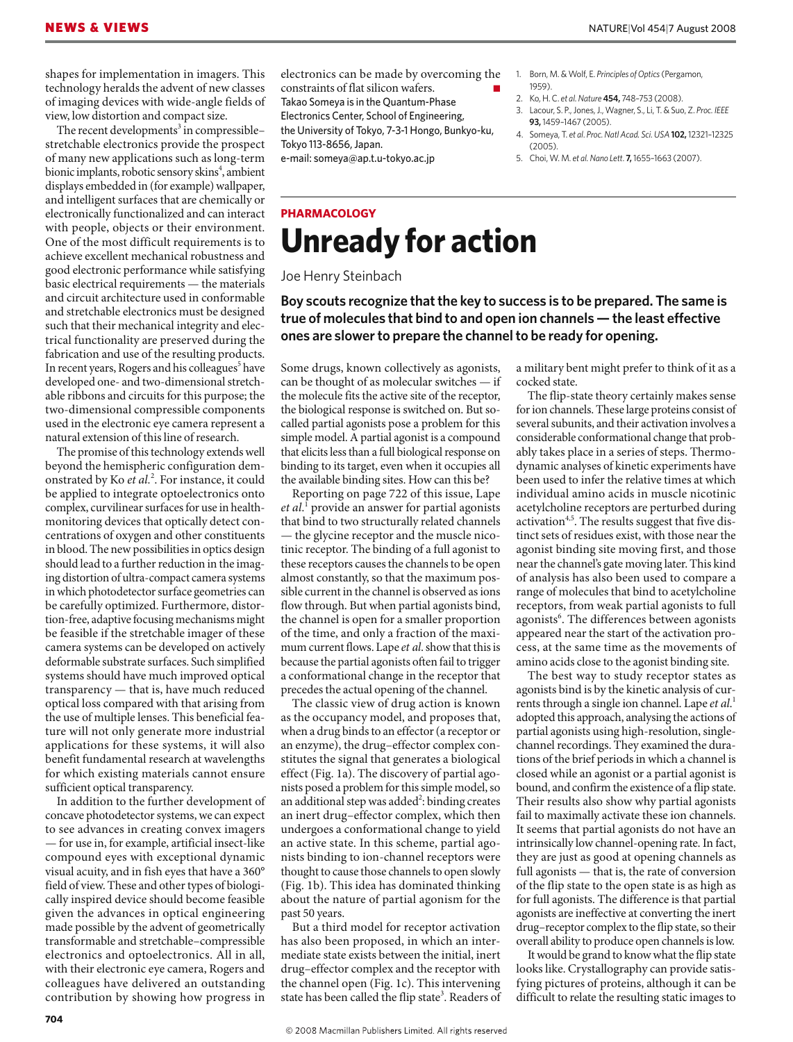shapes for implementation in imagers. This technology heralds the advent of new classes of imaging devices with wide-angle fields of view, low distortion and compact size.

The recent developments[3] in compressible–stretchable electronics provide the prospect of many new applications such as long-term bionic implants, robotic sensory skins[4], ambient displays embedded in (for example) wallpaper, and intelligent surfaces that are chemically or electronically functionalized and can interact with people, objects or their environment. One of the most difficult requirements is to achieve excellent mechanical robustness and good electronic performance while satisfying basic electrical requirements — the materials and circuit architecture used in conformable and stretchable electronics must be designed such that their mechanical integrity and electrical functionality are preserved during the fabrication and use of the resulting products. In recent years, Rogers and his colleagues[5] have developed one- and two-dimensional stretchable ribbons and circuits for this purpose; the two-dimensional compressible components used in the electronic eye camera represent a natural extension of this line of research.

The promise of this technology extends well beyond the hemispheric configuration demonstrated by Ko *et al.*[2]. For instance, it could be applied to integrate optoelectronics onto complex, curvilinear surfaces for use in health-monitoring devices that optically detect concentrations of oxygen and other constituents in blood. The new possibilities in optics design should lead to a further reduction in the imaging distortion of ultra-compact camera systems in which photodetector surface geometries can be carefully optimized. Furthermore, distortion-free, adaptive focusing mechanisms might be feasible if the stretchable imager of these camera systems can be developed on actively deformable substrate surfaces. Such simplified systems should have much improved optical transparency — that is, have much reduced optical loss compared with that arising from the use of multiple lenses. This beneficial feature will not only generate more industrial applications for these systems, it will also benefit fundamental research at wavelengths for which existing materials cannot ensure sufficient optical transparency.

In addition to the further development of concave photodetector systems, we can expect to see advances in creating convex imagers — for use in, for example, artificial insect-like compound eyes with exceptional dynamic visual acuity, and in fish eyes that have a 360° field of view. These and other types of biologically inspired device should become feasible given the advances in optical engineering made possible by the advent of geometrically transformable and stretchable–compressible electronics and optoelectronics. All in all, with their electronic eye camera, Rogers and colleagues have delivered an outstanding contribution by showing how progress in electronics can be made by overcoming the constraints of flat silicon wafers. ■

Takao Someya is in the Quantum-Phase Electronics Center, School of Engineering, the University of Tokyo, 7-3-1 Hongo, Bunkyo-ku, Tokyo 113-8656, Japan.
e-mail: someya@ap.t.u-tokyo.ac.jp

1. Born, M. & Wolf, E. *Principles of Optics* (Pergamon, 1959).
2. Ko, H. C. *et al. Nature* **454,** 748–753 (2008).
3. Lacour, S. P., Jones, J., Wagner, S., Li, T. & Suo, Z. *Proc. IEEE* **93,** 1459–1467 (2005).
4. Someya, T. *et al. Proc. Natl Acad. Sci. USA* **102,** 12321–12325 (2005).
5. Choi, W. M. *et al. Nano Lett.* **7,** 1655–1663 (2007).

PHARMACOLOGY

# Unready for action

Joe Henry Steinbach

**Boy scouts recognize that the key to success is to be prepared. The same is true of molecules that bind to and open ion channels — the least effective ones are slower to prepare the channel to be ready for opening.**

Some drugs, known collectively as agonists, can be thought of as molecular switches — if the molecule fits the active site of the receptor, the biological response is switched on. But so-called partial agonists pose a problem for this simple model. A partial agonist is a compound that elicits less than a full biological response on binding to its target, even when it occupies all the available binding sites. How can this be?

Reporting on page 722 of this issue, Lape *et al.*[1] provide an answer for partial agonists that bind to two structurally related channels — the glycine receptor and the muscle nicotinic receptor. The binding of a full agonist to these receptors causes the channels to be open almost constantly, so that the maximum possible current in the channel is observed as ions flow through. But when partial agonists bind, the channel is open for a smaller proportion of the time, and only a fraction of the maximum current flows. Lape *et al.* show that this is because the partial agonists often fail to trigger a conformational change in the receptor that precedes the actual opening of the channel.

The classic view of drug action is known as the occupancy model, and proposes that, when a drug binds to an effector (a receptor or an enzyme), the drug–effector complex constitutes the signal that generates a biological effect (Fig. 1a). The discovery of partial agonists posed a problem for this simple model, so an additional step was added[2]: binding creates an inert drug–effector complex, which then undergoes a conformational change to yield an active state. In this scheme, partial agonists binding to ion-channel receptors were thought to cause those channels to open slowly (Fig. 1b). This idea has dominated thinking about the nature of partial agonism for the past 50 years.

But a third model for receptor activation has also been proposed, in which an intermediate state exists between the initial, inert drug–effector complex and the receptor with the channel open (Fig. 1c). This intervening state has been called the flip state[3]. Readers of a military bent might prefer to think of it as a cocked state.

The flip-state theory certainly makes sense for ion channels. These large proteins consist of several subunits, and their activation involves a considerable conformational change that probably takes place in a series of steps. Thermodynamic analyses of kinetic experiments have been used to infer the relative times at which individual amino acids in muscle nicotinic acetylcholine receptors are perturbed during activation[4,5]. The results suggest that five distinct sets of residues exist, with those near the agonist binding site moving first, and those near the channel's gate moving later. This kind of analysis has also been used to compare a range of molecules that bind to acetylcholine receptors, from weak partial agonists to full agonists[6]. The differences between agonists appeared near the start of the activation process, at the same time as the movements of amino acids close to the agonist binding site.

The best way to study receptor states as agonists bind is by the kinetic analysis of currents through a single ion channel. Lape *et al.*[1] adopted this approach, analysing the actions of partial agonists using high-resolution, single-channel recordings. They examined the durations of the brief periods in which a channel is closed while an agonist or a partial agonist is bound, and confirm the existence of a flip state. Their results also show why partial agonists fail to maximally activate these ion channels. It seems that partial agonists do not have an intrinsically low channel-opening rate. In fact, they are just as good at opening channels as full agonists — that is, the rate of conversion of the flip state to the open state is as high as for full agonists. The difference is that partial agonists are ineffective at converting the inert drug–receptor complex to the flip state, so their overall ability to produce open channels is low.

It would be grand to know what the flip state looks like. Crystallography can provide satisfying pictures of proteins, although it can be difficult to relate the resulting static images to